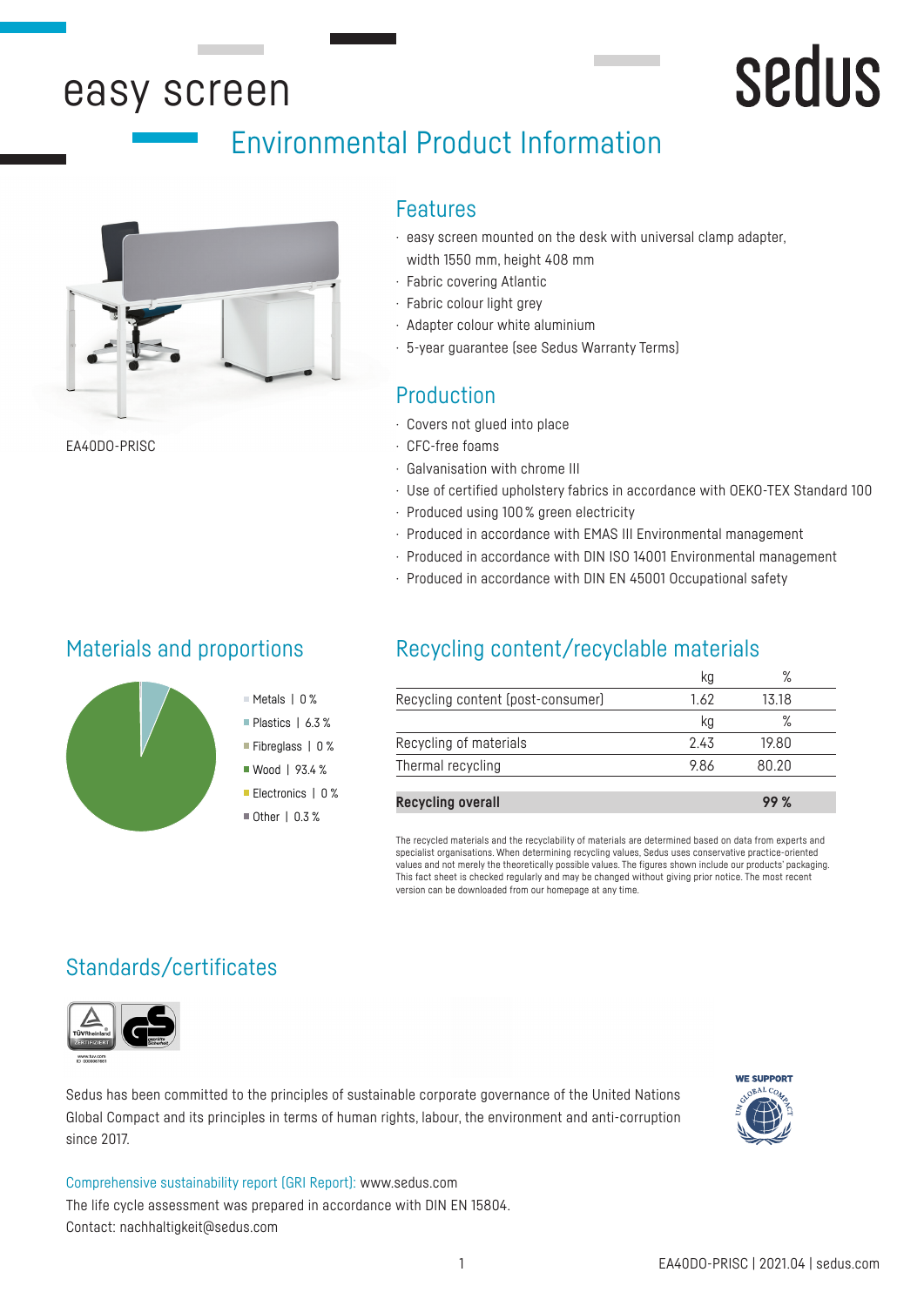# easy screen

sedus

## Environmental Product Information

EA40DO-PRISC

### Features

- easy screen mounted on the desk with universal clamp adapter, width 1550 mm, height 408 mm
- Fabric covering Atlantic
- Fabric colour light grey
- Adapter colour white aluminium
- 5-year guarantee (see Sedus Warranty Terms)

### Production

- Covers not glued into place
- CFC-free foams
- Galvanisation with chrome III
- Use of certified upholstery fabrics in accordance with OEKO-TEX Standard 100
- Produced using 100 % green electricity
- Produced in accordance with EMAS III Environmental management
- Produced in accordance with DIN ISO 14001 Environmental management
- Produced in accordance with DIN EN 45001 Occupational safety

### Materials and proportions

- Metals | 0 %
- Plastics | 6.3 %
- Fibreglass | 0 %
- Wood | 93.4 %
- Electronics | 0 %
- Other | 0.3 %

### Recycling content/recyclable materials

| | kg | % |
|---|---|---|
| Recycling content (post-consumer) | 1.62 | 13.18 |
| | kg | % |
| Recycling of materials | 2.43 | 19.80 |
| Thermal recycling | 9.86 | 80.20 |
| **Recycling overall** | | **99 %** |

The recycled materials and the recyclability of materials are determined based on data from experts and specialist organisations. When determining recycling values, Sedus uses conservative practice-oriented values and not merely the theoretically possible values. The figures shown include our products' packaging. This fact sheet is checked regularly and may be changed without giving prior notice. The most recent version can be downloaded from our homepage at any time.

### Standards/certificates

Sedus has been committed to the principles of sustainable corporate governance of the United Nations Global Compact and its principles in terms of human rights, labour, the environment and anti-corruption since 2017.

Comprehensive sustainability report (GRI Report): www.sedus.com
The life cycle assessment was prepared in accordance with DIN EN 15804.
Contact: nachhaltigkeit@sedus.com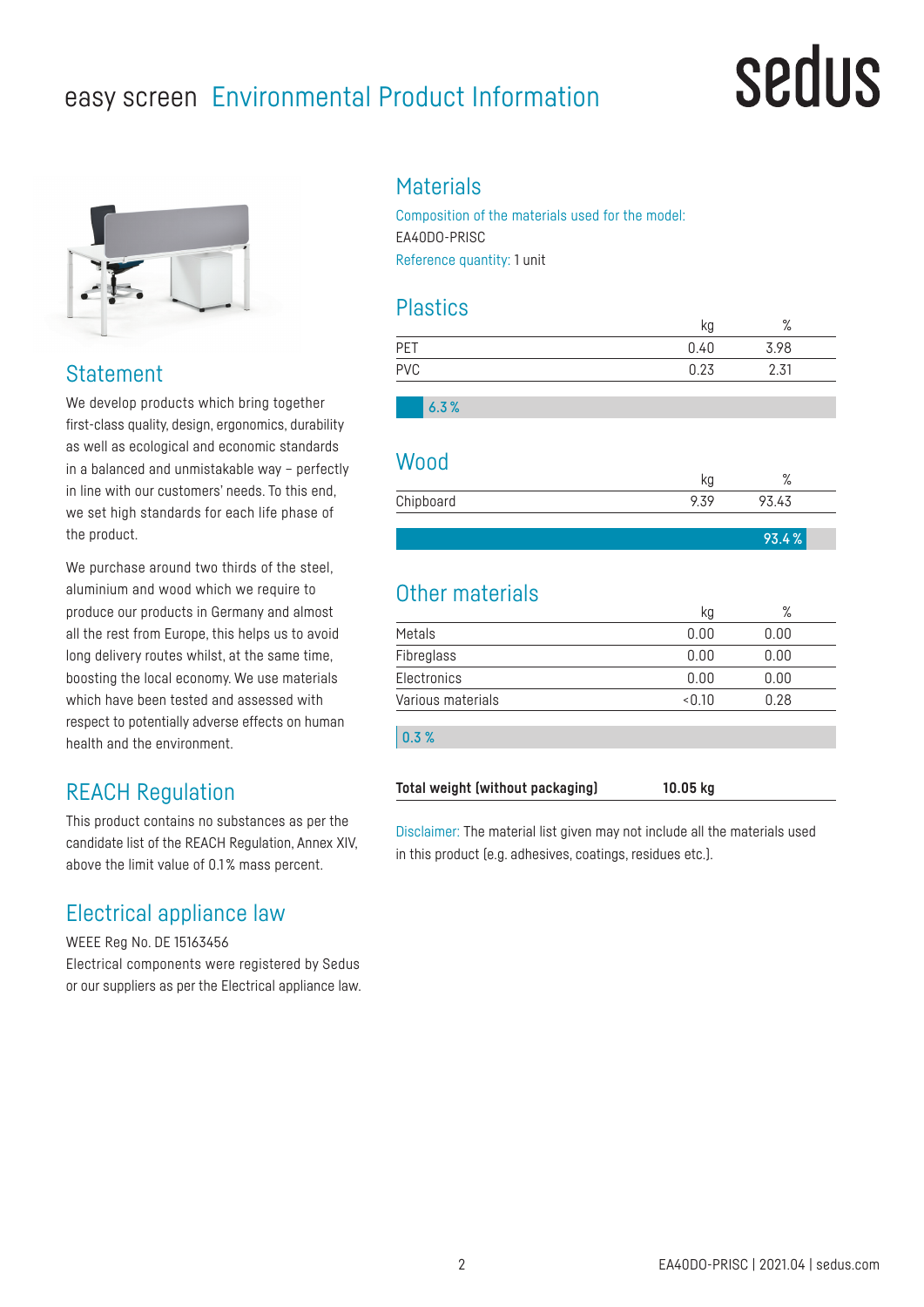# easy screen Environmental Product Information

## Statement

We develop products which bring together first-class quality, design, ergonomics, durability as well as ecological and economic standards in a balanced and unmistakable way – perfectly in line with our customers' needs. To this end, we set high standards for each life phase of the product.

We purchase around two thirds of the steel, aluminium and wood which we require to produce our products in Germany and almost all the rest from Europe, this helps us to avoid long delivery routes whilst, at the same time, boosting the local economy. We use materials which have been tested and assessed with respect to potentially adverse effects on human health and the environment.

## REACH Regulation

This product contains no substances as per the candidate list of the REACH Regulation, Annex XIV, above the limit value of 0.1 % mass percent.

## Electrical appliance law

WEEE Reg No. DE 15163456
Electrical components were registered by Sedus or our suppliers as per the Electrical appliance law.

## Materials

Composition of the materials used for the model:
EA40DO-PRISC
Reference quantity: 1 unit

### Plastics

| | kg | % |
|---|---|---|
| PET | 0.40 | 3.98 |
| PVC | 0.23 | 2.31 |

6.3 %

### Wood

| | kg | % |
|---|---|---|
| Chipboard | 9.39 | 93.43 |

93.4 %

### Other materials

| | kg | % |
|---|---|---|
| Metals | 0.00 | 0.00 |
| Fibreglass | 0.00 | 0.00 |
| Electronics | 0.00 | 0.00 |
| Various materials | <0.10 | 0.28 |

0.3 %

| **Total weight (without packaging)** | **10.05 kg** |
|---|---|

Disclaimer: The material list given may not include all the materials used in this product (e.g. adhesives, coatings, residues etc.).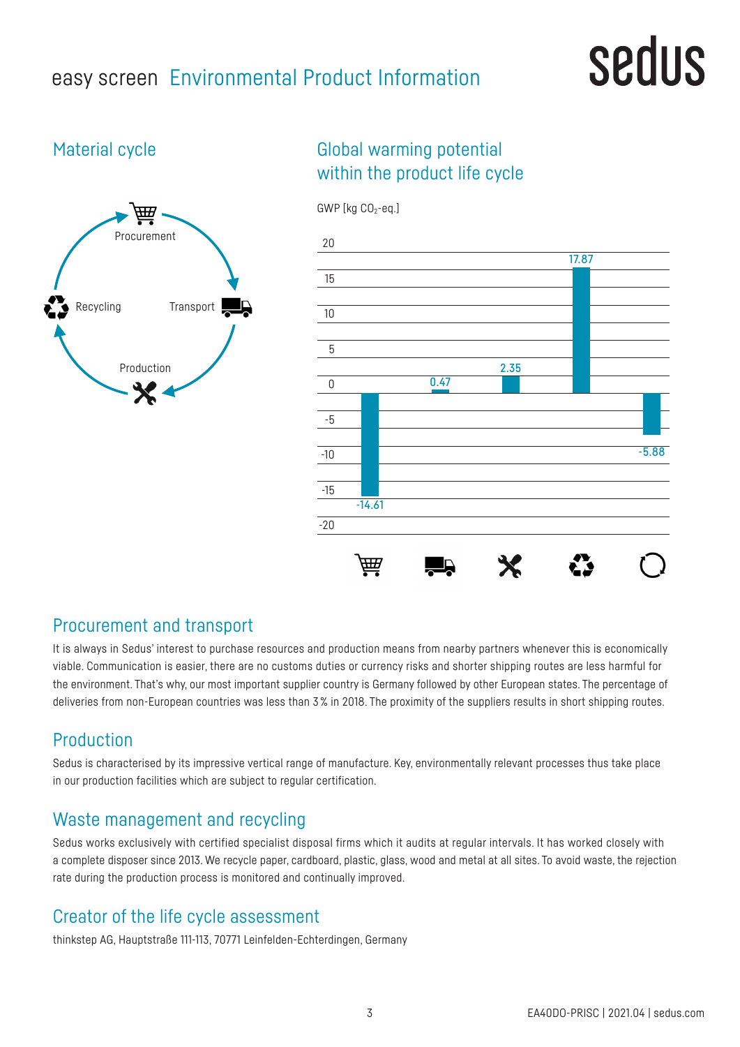# easy screen Environmental Product Information

## Material cycle

Procurement

Transport

Production

Recycling

## Global warming potential within the product life cycle

GWP [kg $CO_2$-eq.]

| Procurement | Transport | Production | Use | End of life / Recycling |
|---|---|---|---|---|
| -14.61 | 0.47 | 2.35 | 17.87 | -5.88 |

## Procurement and transport

It is always in Sedus' interest to purchase resources and production means from nearby partners whenever this is economically viable. Communication is easier, there are no customs duties or currency risks and shorter shipping routes are less harmful for the environment. That's why, our most important supplier country is Germany followed by other European states. The percentage of deliveries from non-European countries was less than 3 % in 2018. The proximity of the suppliers results in short shipping routes.

## Production

Sedus is characterised by its impressive vertical range of manufacture. Key, environmentally relevant processes thus take place in our production facilities which are subject to regular certification.

## Waste management and recycling

Sedus works exclusively with certified specialist disposal firms which it audits at regular intervals. It has worked closely with a complete disposer since 2013. We recycle paper, cardboard, plastic, glass, wood and metal at all sites. To avoid waste, the rejection rate during the production process is monitored and continually improved.

## Creator of the life cycle assessment

thinkstep AG, Hauptstraße 111-113, 70771 Leinfelden-Echterdingen, Germany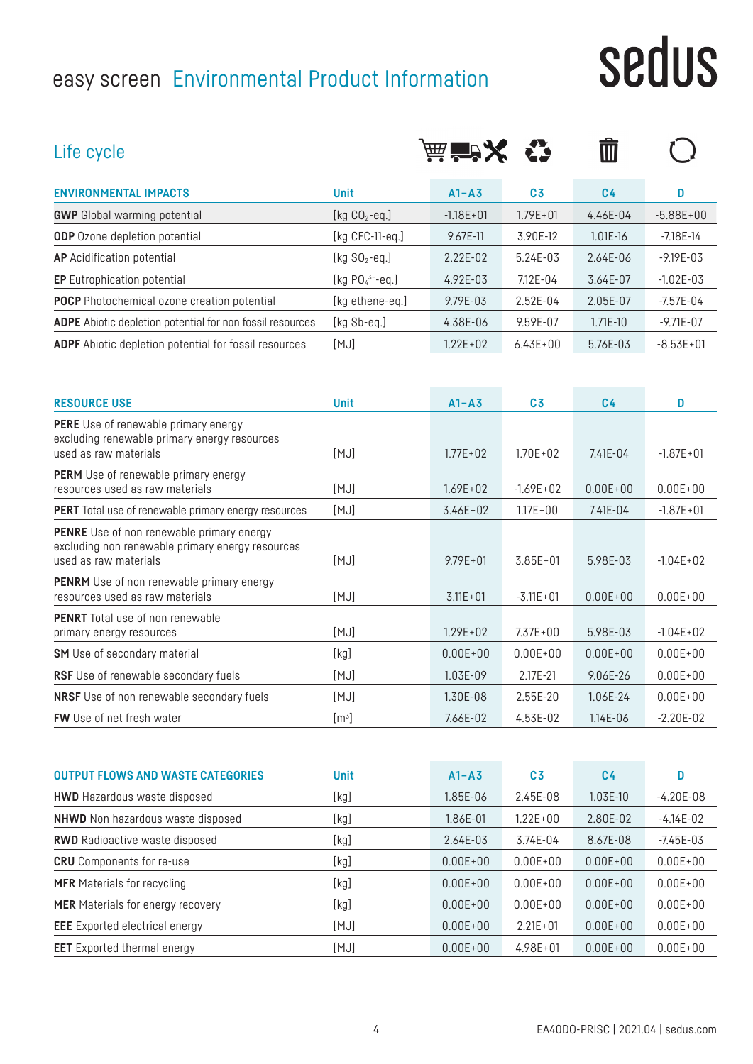# easy screen Environmental Product Information

sedus

## Life cycle

| ENVIRONMENTAL IMPACTS | Unit | A1–A3 | C3 | C4 | D |
|---|---|---|---|---|---|
| **GWP** Global warming potential | [kg $CO_2$-eq.] | -1.18E+01 | 1.79E+01 | 4.46E-04 | -5.88E+00 |
| **ODP** Ozone depletion potential | [kg CFC-11-eq.] | 9.67E-11 | 3.90E-12 | 1.01E-16 | -7.18E-14 |
| **AP** Acidification potential | [kg $SO_2$-eq.] | 2.22E-02 | 5.24E-03 | 2.64E-06 | -9.19E-03 |
| **EP** Eutrophication potential | [kg $PO_4^{3-}$-eq.] | 4.92E-03 | 7.12E-04 | 3.64E-07 | -1.02E-03 |
| **POCP** Photochemical ozone creation potential | [kg ethene-eq.] | 9.79E-03 | 2.52E-04 | 2.05E-07 | -7.57E-04 |
| **ADPE** Abiotic depletion potential for non fossil resources | [kg Sb-eq.] | 4.38E-06 | 9.59E-07 | 1.71E-10 | -9.71E-07 |
| **ADPF** Abiotic depletion potential for fossil resources | [MJ] | 1.22E+02 | 6.43E+00 | 5.76E-03 | -8.53E+01 |

| RESOURCE USE | Unit | A1–A3 | C3 | C4 | D |
|---|---|---|---|---|---|
| **PERE** Use of renewable primary energy excluding renewable primary energy resources used as raw materials | [MJ] | 1.77E+02 | 1.70E+02 | 7.41E-04 | -1.87E+01 |
| **PERM** Use of renewable primary energy resources used as raw materials | [MJ] | 1.69E+02 | -1.69E+02 | 0.00E+00 | 0.00E+00 |
| **PERT** Total use of renewable primary energy resources | [MJ] | 3.46E+02 | 1.17E+00 | 7.41E-04 | -1.87E+01 |
| **PENRE** Use of non renewable primary energy excluding non renewable primary energy resources used as raw materials | [MJ] | 9.79E+01 | 3.85E+01 | 5.98E-03 | -1.04E+02 |
| **PENRM** Use of non renewable primary energy resources used as raw materials | [MJ] | 3.11E+01 | -3.11E+01 | 0.00E+00 | 0.00E+00 |
| **PENRT** Total use of non renewable primary energy resources | [MJ] | 1.29E+02 | 7.37E+00 | 5.98E-03 | -1.04E+02 |
| **SM** Use of secondary material | [kg] | 0.00E+00 | 0.00E+00 | 0.00E+00 | 0.00E+00 |
| **RSF** Use of renewable secondary fuels | [MJ] | 1.03E-09 | 2.17E-21 | 9.06E-26 | 0.00E+00 |
| **NRSF** Use of non renewable secondary fuels | [MJ] | 1.30E-08 | 2.55E-20 | 1.06E-24 | 0.00E+00 |
| **FW** Use of net fresh water | [$m^3$] | 7.66E-02 | 4.53E-02 | 1.14E-06 | -2.20E-02 |

| OUTPUT FLOWS AND WASTE CATEGORIES | Unit | A1–A3 | C3 | C4 | D |
|---|---|---|---|---|---|
| **HWD** Hazardous waste disposed | [kg] | 1.85E-06 | 2.45E-08 | 1.03E-10 | -4.20E-08 |
| **NHWD** Non hazardous waste disposed | [kg] | 1.86E-01 | 1.22E+00 | 2.80E-02 | -4.14E-02 |
| **RWD** Radioactive waste disposed | [kg] | 2.64E-03 | 3.74E-04 | 8.67E-08 | -7.45E-03 |
| **CRU** Components for re-use | [kg] | 0.00E+00 | 0.00E+00 | 0.00E+00 | 0.00E+00 |
| **MFR** Materials for recycling | [kg] | 0.00E+00 | 0.00E+00 | 0.00E+00 | 0.00E+00 |
| **MER** Materials for energy recovery | [kg] | 0.00E+00 | 0.00E+00 | 0.00E+00 | 0.00E+00 |
| **EEE** Exported electrical energy | [MJ] | 0.00E+00 | 2.21E+01 | 0.00E+00 | 0.00E+00 |
| **EET** Exported thermal energy | [MJ] | 0.00E+00 | 4.98E+01 | 0.00E+00 | 0.00E+00 |

EA40DO-PRISC | 2021.04 | sedus.com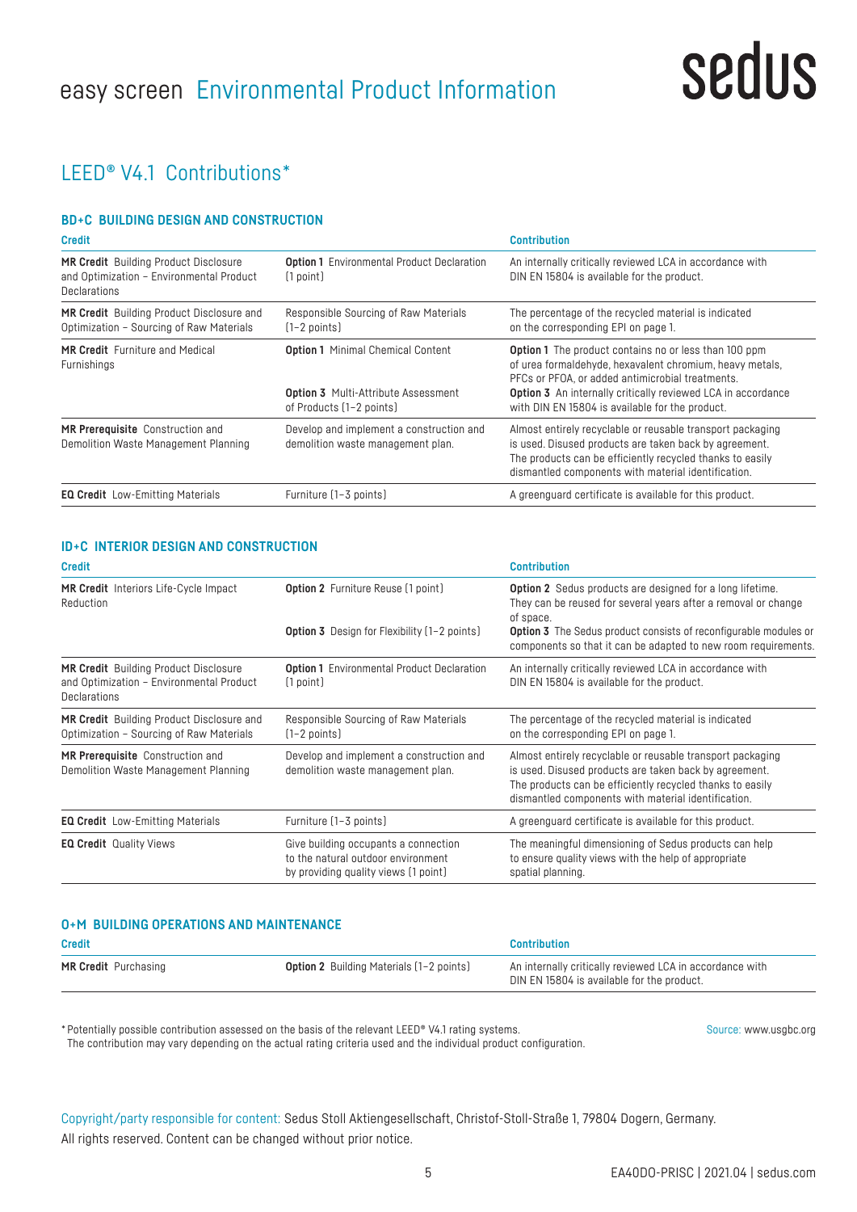# easy screen Environmental Product Information

sedus

## LEED® V4.1 Contributions*

### BD+C BUILDING DESIGN AND CONSTRUCTION

| Credit | | Contribution |
|---|---|---|
| **MR Credit** Building Product Disclosure and Optimization – Environmental Product Declarations | **Option 1** Environmental Product Declaration (1 point) | An internally critically reviewed LCA in accordance with DIN EN 15804 is available for the product. |
| **MR Credit** Building Product Disclosure and Optimization – Sourcing of Raw Materials | Responsible Sourcing of Raw Materials (1–2 points) | The percentage of the recycled material is indicated on the corresponding EPI on page 1. |
| **MR Credit** Furniture and Medical Furnishings | **Option 1** Minimal Chemical Content<br><br>**Option 3** Multi-Attribute Assessment of Products (1–2 points) | **Option 1** The product contains no or less than 100 ppm of urea formaldehyde, hexavalent chromium, heavy metals, PFCs or PFOA, or added antimicrobial treatments.<br>**Option 3** An internally critically reviewed LCA in accordance with DIN EN 15804 is available for the product. |
| **MR Prerequisite** Construction and Demolition Waste Management Planning | Develop and implement a construction and demolition waste management plan. | Almost entirely recyclable or reusable transport packaging is used. Disused products are taken back by agreement. The products can be efficiently recycled thanks to easily dismantled components with material identification. |
| **EQ Credit** Low-Emitting Materials | Furniture (1–3 points) | A greenguard certificate is available for this product. |

### ID+C INTERIOR DESIGN AND CONSTRUCTION

| Credit | | Contribution |
|---|---|---|
| **MR Credit** Interiors Life-Cycle Impact Reduction | **Option 2** Furniture Reuse (1 point)<br><br>**Option 3** Design for Flexibility (1–2 points) | **Option 2** Sedus products are designed for a long lifetime. They can be reused for several years after a removal or change of space.<br>**Option 3** The Sedus product consists of reconfigurable modules or components so that it can be adapted to new room requirements. |
| **MR Credit** Building Product Disclosure and Optimization – Environmental Product Declarations | **Option 1** Environmental Product Declaration (1 point) | An internally critically reviewed LCA in accordance with DIN EN 15804 is available for the product. |
| **MR Credit** Building Product Disclosure and Optimization – Sourcing of Raw Materials | Responsible Sourcing of Raw Materials (1–2 points) | The percentage of the recycled material is indicated on the corresponding EPI on page 1. |
| **MR Prerequisite** Construction and Demolition Waste Management Planning | Develop and implement a construction and demolition waste management plan. | Almost entirely recyclable or reusable transport packaging is used. Disused products are taken back by agreement. The products can be efficiently recycled thanks to easily dismantled components with material identification. |
| **EQ Credit** Low-Emitting Materials | Furniture (1–3 points) | A greenguard certificate is available for this product. |
| **EQ Credit** Quality Views | Give building occupants a connection to the natural outdoor environment by providing quality views (1 point) | The meaningful dimensioning of Sedus products can help to ensure quality views with the help of appropriate spatial planning. |

### O+M BUILDING OPERATIONS AND MAINTENANCE

| Credit | | Contribution |
|---|---|---|
| **MR Credit** Purchasing | **Option 2** Building Materials (1–2 points) | An internally critically reviewed LCA in accordance with DIN EN 15804 is available for the product. |

* Potentially possible contribution assessed on the basis of the relevant LEED® V4.1 rating systems.
The contribution may vary depending on the actual rating criteria used and the individual product configuration.

Source: www.usgbc.org

Copyright/party responsible for content: Sedus Stoll Aktiengesellschaft, Christof-Stoll-Straße 1, 79804 Dogern, Germany.
All rights reserved. Content can be changed without prior notice.

EA40DO-PRISC | 2021.04 | sedus.com